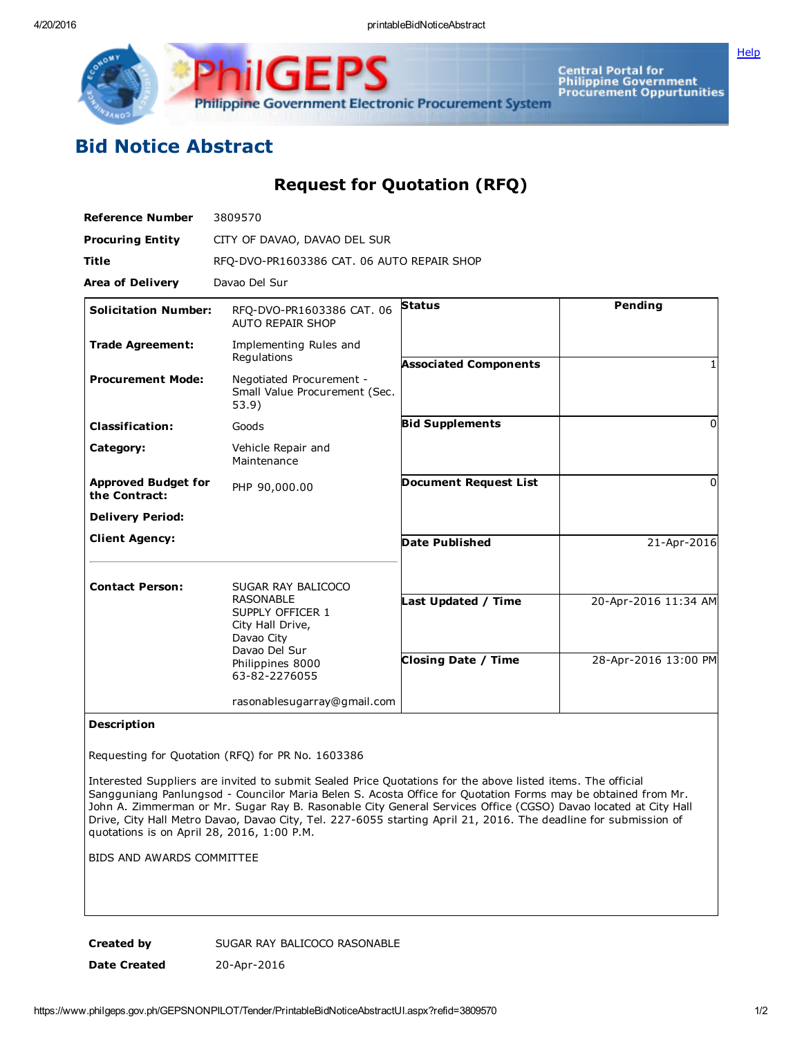# Bid Notice Abstract

## Request for Quotation (RFQ)

| | |
|---|---|
| **Reference Number** | 3809570 |
| **Procuring Entity** | CITY OF DAVAO, DAVAO DEL SUR |
| **Title** | RFQ-DVO-PR1603386 CAT. 06 AUTO REPAIR SHOP |
| **Area of Delivery** | Davao Del Sur |

| | | | |
|---|---|---|---|
| **Solicitation Number:** | RFQ-DVO-PR1603386 CAT. 06 AUTO REPAIR SHOP | **Status** | Pending |
| **Trade Agreement:** | Implementing Rules and Regulations | **Associated Components** | 1 |
| **Procurement Mode:** | Negotiated Procurement - Small Value Procurement (Sec. 53.9) | **Bid Supplements** | 0 |
| **Classification:** | Goods | **Document Request List** | 0 |
| **Category:** | Vehicle Repair and Maintenance | **Date Published** | 21-Apr-2016 |
| **Approved Budget for the Contract:** | PHP 90,000.00 | **Last Updated / Time** | 20-Apr-2016 11:34 AM |
| **Delivery Period:** | | **Closing Date / Time** | 28-Apr-2016 13:00 PM |
| **Client Agency:** | | | |
| **Contact Person:** | SUGAR RAY BALICOCO RASONABLE<br>SUPPLY OFFICER 1<br>City Hall Drive,<br>Davao City<br>Davao Del Sur<br>Philippines 8000<br>63-82-2276055<br><br>rasonablesugarray@gmail.com | | |

**Description**

Requesting for Quotation (RFQ) for PR No. 1603386

Interested Suppliers are invited to submit Sealed Price Quotations for the above listed items. The official Sangguniang Panlungsod - Councilor Maria Belen S. Acosta Office for Quotation Forms may be obtained from Mr. John A. Zimmerman or Mr. Sugar Ray B. Rasonable City General Services Office (CGSO) Davao located at City Hall Drive, City Hall Metro Davao, Davao City, Tel. 227-6055 starting April 21, 2016. The deadline for submission of quotations is on April 28, 2016, 1:00 P.M.

BIDS AND AWARDS COMMITTEE

| | |
|---|---|
| **Created by** | SUGAR RAY BALICOCO RASONABLE |
| **Date Created** | 20-Apr-2016 |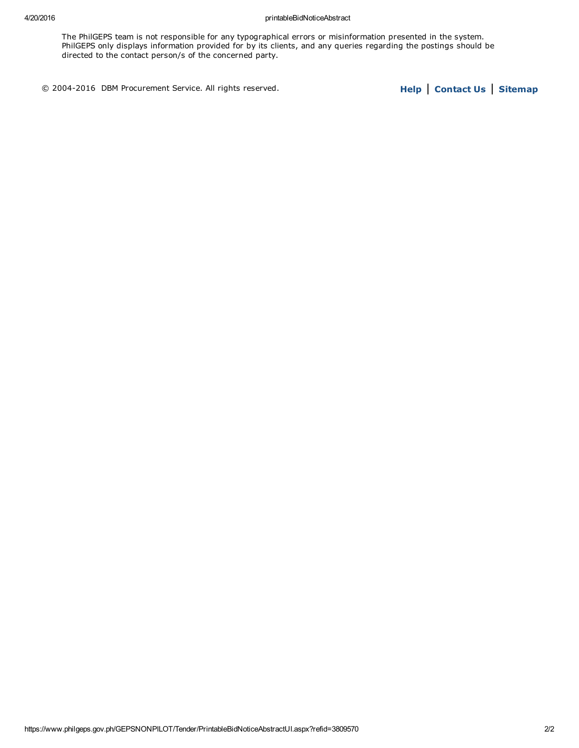The PhilGEPS team is not responsible for any typographical errors or misinformation presented in the system. PhilGEPS only displays information provided for by its clients, and any queries regarding the postings should be directed to the contact person/s of the concerned party.

© 2004-2016 DBM Procurement Service. All rights reserved.

**Help** | **Contact Us** | **Sitemap**